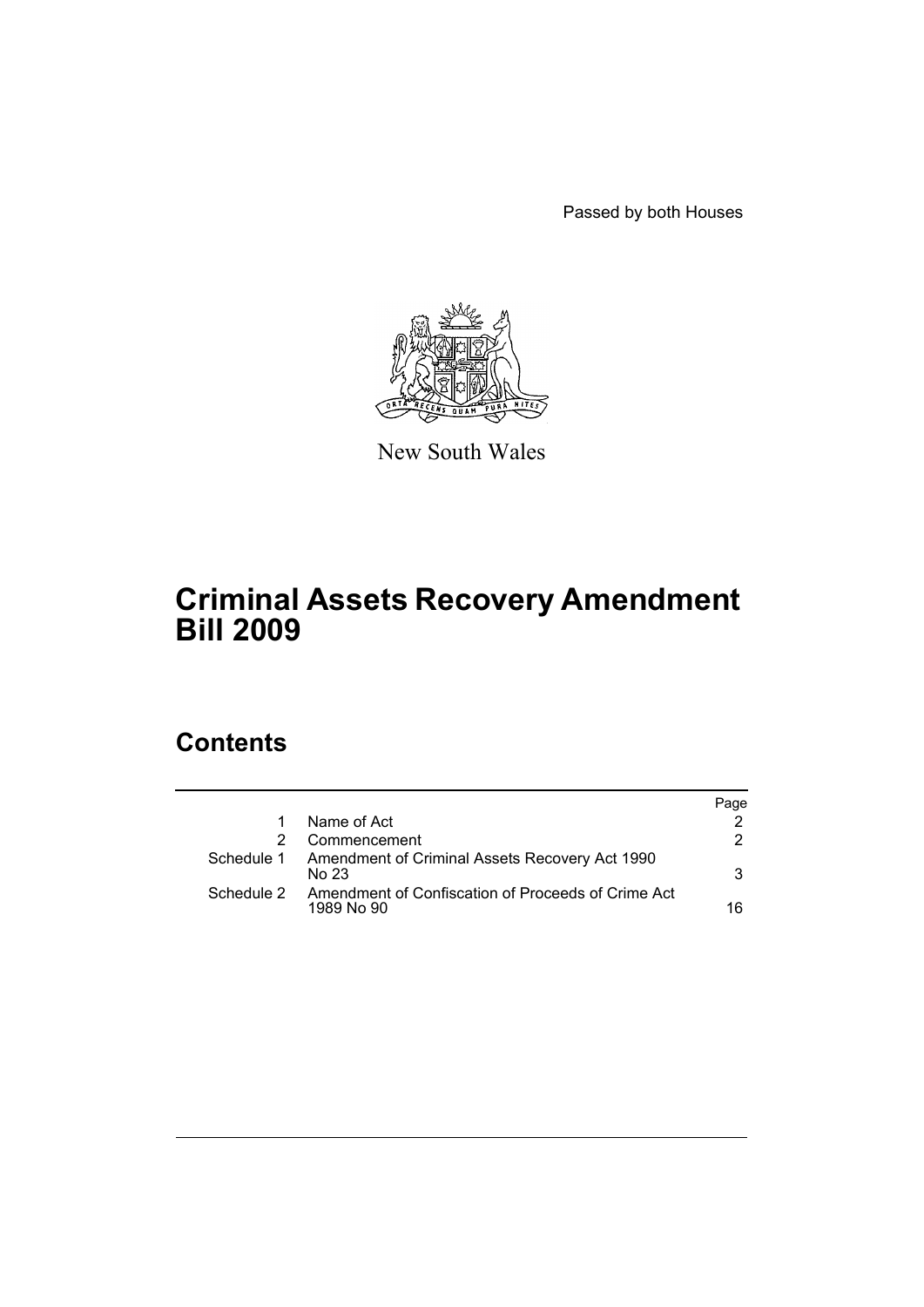Passed by both Houses

New South Wales

# Criminal Assets Recovery Amendment Bill 2009

## Contents

| | | Page |
|---|---|---|
| 1 | Name of Act | 2 |
| 2 | Commencement | 2 |
| Schedule 1 | Amendment of Criminal Assets Recovery Act 1990 No 23 | 3 |
| Schedule 2 | Amendment of Confiscation of Proceeds of Crime Act 1989 No 90 | 16 |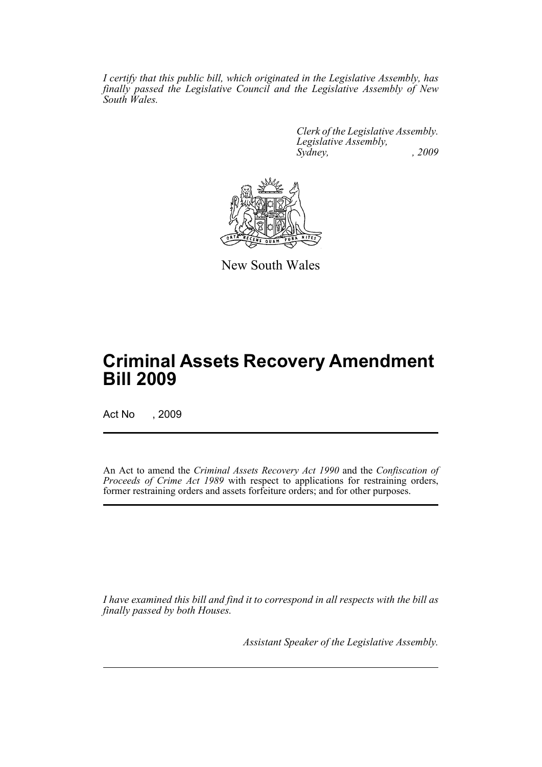*I certify that this public bill, which originated in the Legislative Assembly, has finally passed the Legislative Council and the Legislative Assembly of New South Wales.*

*Clerk of the Legislative Assembly.*
*Legislative Assembly,*
*Sydney, , 2009*

New South Wales

# Criminal Assets Recovery Amendment Bill 2009

Act No , 2009

An Act to amend the *Criminal Assets Recovery Act 1990* and the *Confiscation of Proceeds of Crime Act 1989* with respect to applications for restraining orders, former restraining orders and assets forfeiture orders; and for other purposes.

*I have examined this bill and find it to correspond in all respects with the bill as finally passed by both Houses.*

*Assistant Speaker of the Legislative Assembly.*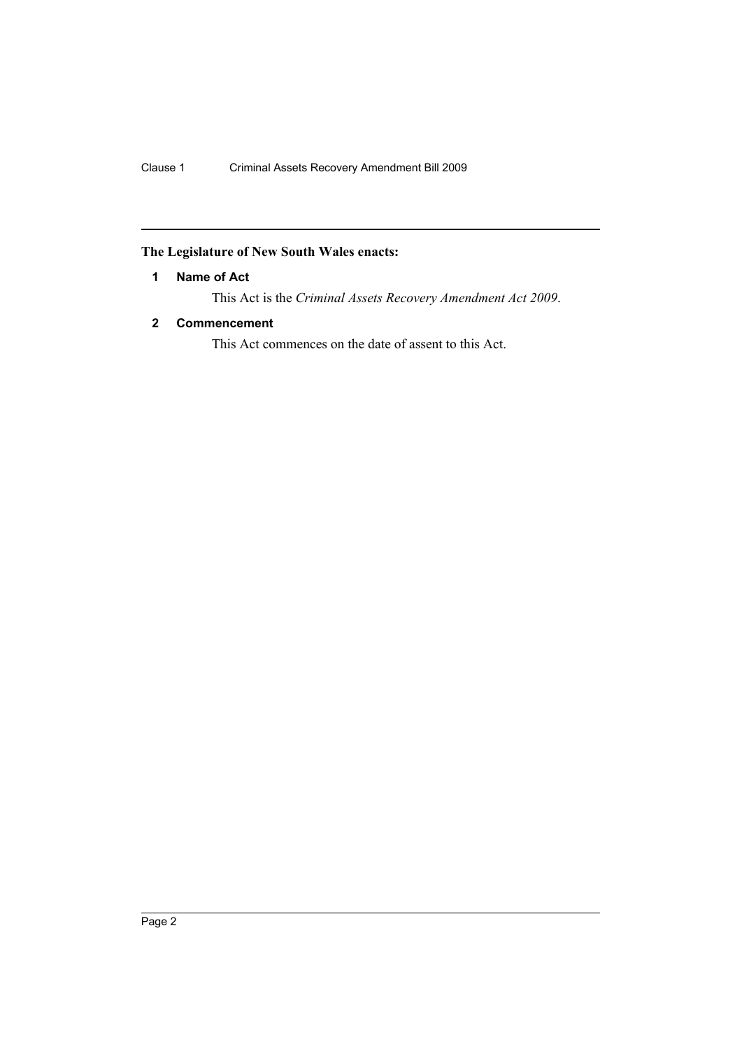**The Legislature of New South Wales enacts:**

### 1 Name of Act

This Act is the *Criminal Assets Recovery Amendment Act 2009*.

### 2 Commencement

This Act commences on the date of assent to this Act.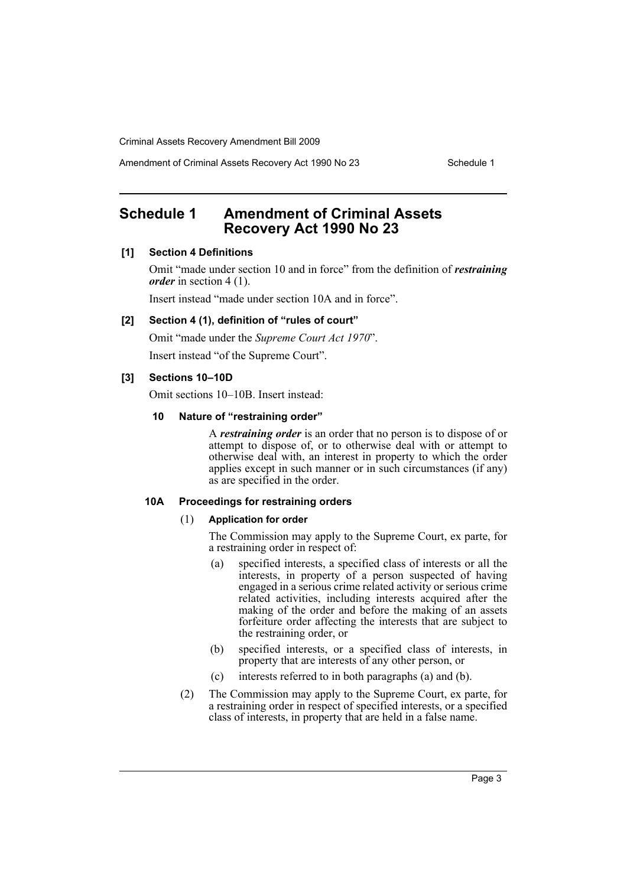# Schedule 1 Amendment of Criminal Assets Recovery Act 1990 No 23

**[1] Section 4 Definitions**

Omit "made under section 10 and in force" from the definition of ***restraining order*** in section 4 (1).

Insert instead "made under section 10A and in force".

**[2] Section 4 (1), definition of "rules of court"**

Omit "made under the *Supreme Court Act 1970*".

Insert instead "of the Supreme Court".

**[3] Sections 10–10D**

Omit sections 10–10B. Insert instead:

**10 Nature of "restraining order"**

A ***restraining order*** is an order that no person is to dispose of or attempt to dispose of, or to otherwise deal with or attempt to otherwise deal with, an interest in property to which the order applies except in such manner or in such circumstances (if any) as are specified in the order.

**10A Proceedings for restraining orders**

(1) **Application for order**

The Commission may apply to the Supreme Court, ex parte, for a restraining order in respect of:

(a) specified interests, a specified class of interests or all the interests, in property of a person suspected of having engaged in a serious crime related activity or serious crime related activities, including interests acquired after the making of the order and before the making of an assets forfeiture order affecting the interests that are subject to the restraining order, or

(b) specified interests, or a specified class of interests, in property that are interests of any other person, or

(c) interests referred to in both paragraphs (a) and (b).

(2) The Commission may apply to the Supreme Court, ex parte, for a restraining order in respect of specified interests, or a specified class of interests, in property that are held in a false name.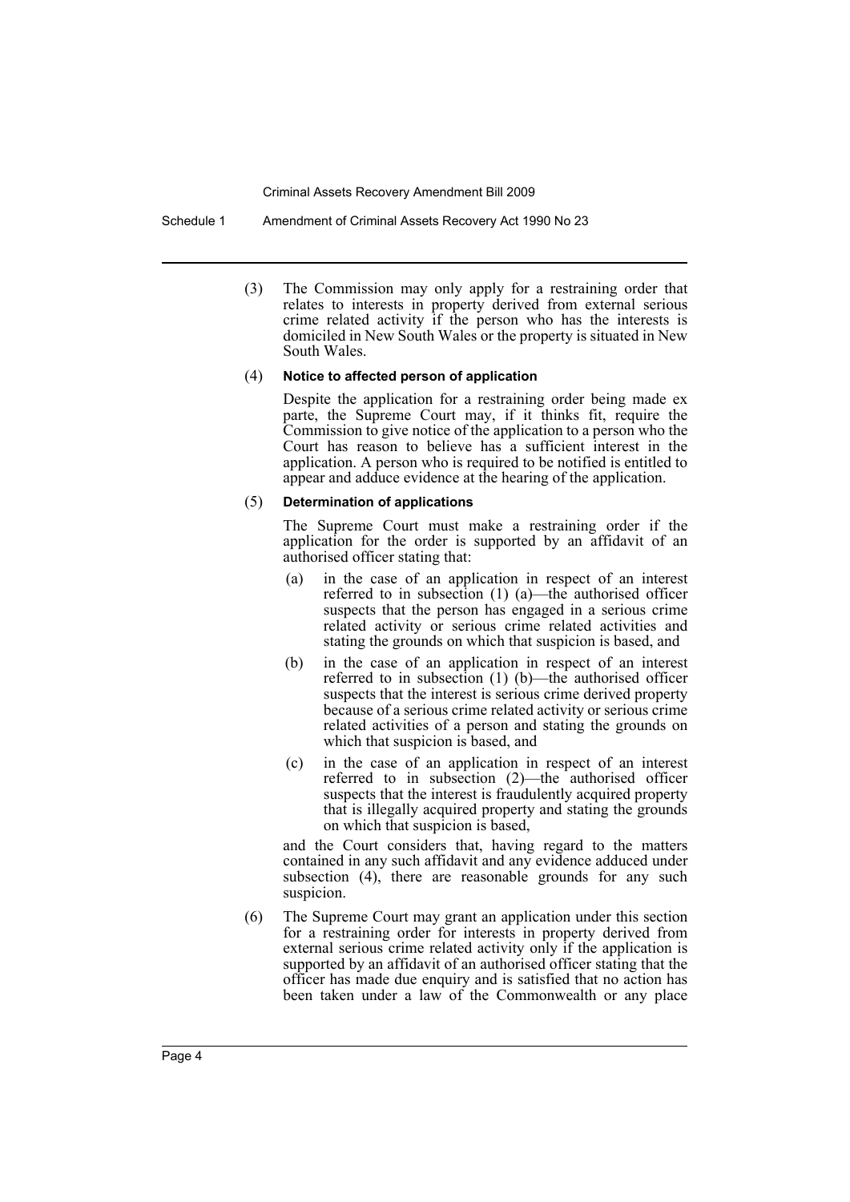(3) The Commission may only apply for a restraining order that relates to interests in property derived from external serious crime related activity if the person who has the interests is domiciled in New South Wales or the property is situated in New South Wales.

(4) **Notice to affected person of application**

Despite the application for a restraining order being made ex parte, the Supreme Court may, if it thinks fit, require the Commission to give notice of the application to a person who the Court has reason to believe has a sufficient interest in the application. A person who is required to be notified is entitled to appear and adduce evidence at the hearing of the application.

(5) **Determination of applications**

The Supreme Court must make a restraining order if the application for the order is supported by an affidavit of an authorised officer stating that:

- (a) in the case of an application in respect of an interest referred to in subsection (1) (a)—the authorised officer suspects that the person has engaged in a serious crime related activity or serious crime related activities and stating the grounds on which that suspicion is based, and
- (b) in the case of an application in respect of an interest referred to in subsection (1) (b)—the authorised officer suspects that the interest is serious crime derived property because of a serious crime related activity or serious crime related activities of a person and stating the grounds on which that suspicion is based, and
- (c) in the case of an application in respect of an interest referred to in subsection (2)—the authorised officer suspects that the interest is fraudulently acquired property that is illegally acquired property and stating the grounds on which that suspicion is based,

and the Court considers that, having regard to the matters contained in any such affidavit and any evidence adduced under subsection (4), there are reasonable grounds for any such suspicion.

(6) The Supreme Court may grant an application under this section for a restraining order for interests in property derived from external serious crime related activity only if the application is supported by an affidavit of an authorised officer stating that the officer has made due enquiry and is satisfied that no action has been taken under a law of the Commonwealth or any place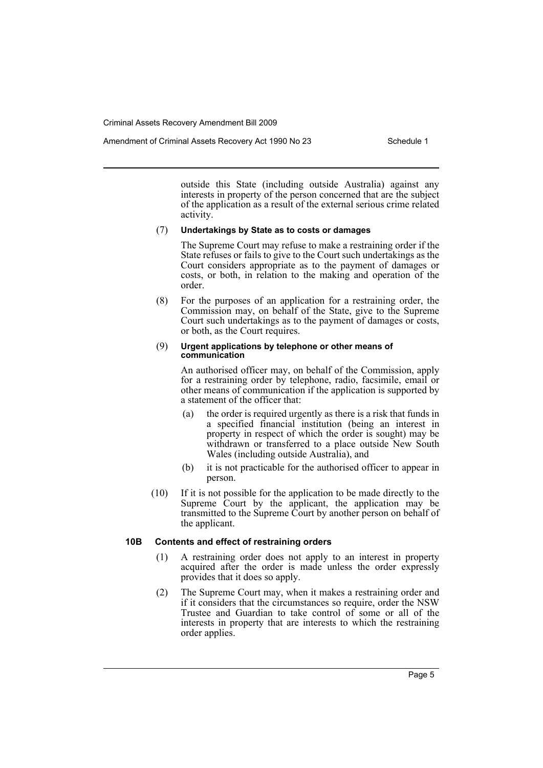outside this State (including outside Australia) against any interests in property of the person concerned that are the subject of the application as a result of the external serious crime related activity.

(7) **Undertakings by State as to costs or damages**

The Supreme Court may refuse to make a restraining order if the State refuses or fails to give to the Court such undertakings as the Court considers appropriate as to the payment of damages or costs, or both, in relation to the making and operation of the order.

(8) For the purposes of an application for a restraining order, the Commission may, on behalf of the State, give to the Supreme Court such undertakings as to the payment of damages or costs, or both, as the Court requires.

(9) **Urgent applications by telephone or other means of communication**

An authorised officer may, on behalf of the Commission, apply for a restraining order by telephone, radio, facsimile, email or other means of communication if the application is supported by a statement of the officer that:

- (a) the order is required urgently as there is a risk that funds in a specified financial institution (being an interest in property in respect of which the order is sought) may be withdrawn or transferred to a place outside New South Wales (including outside Australia), and
- (b) it is not practicable for the authorised officer to appear in person.

(10) If it is not possible for the application to be made directly to the Supreme Court by the applicant, the application may be transmitted to the Supreme Court by another person on behalf of the applicant.

### 10B Contents and effect of restraining orders

(1) A restraining order does not apply to an interest in property acquired after the order is made unless the order expressly provides that it does so apply.

(2) The Supreme Court may, when it makes a restraining order and if it considers that the circumstances so require, order the NSW Trustee and Guardian to take control of some or all of the interests in property that are interests to which the restraining order applies.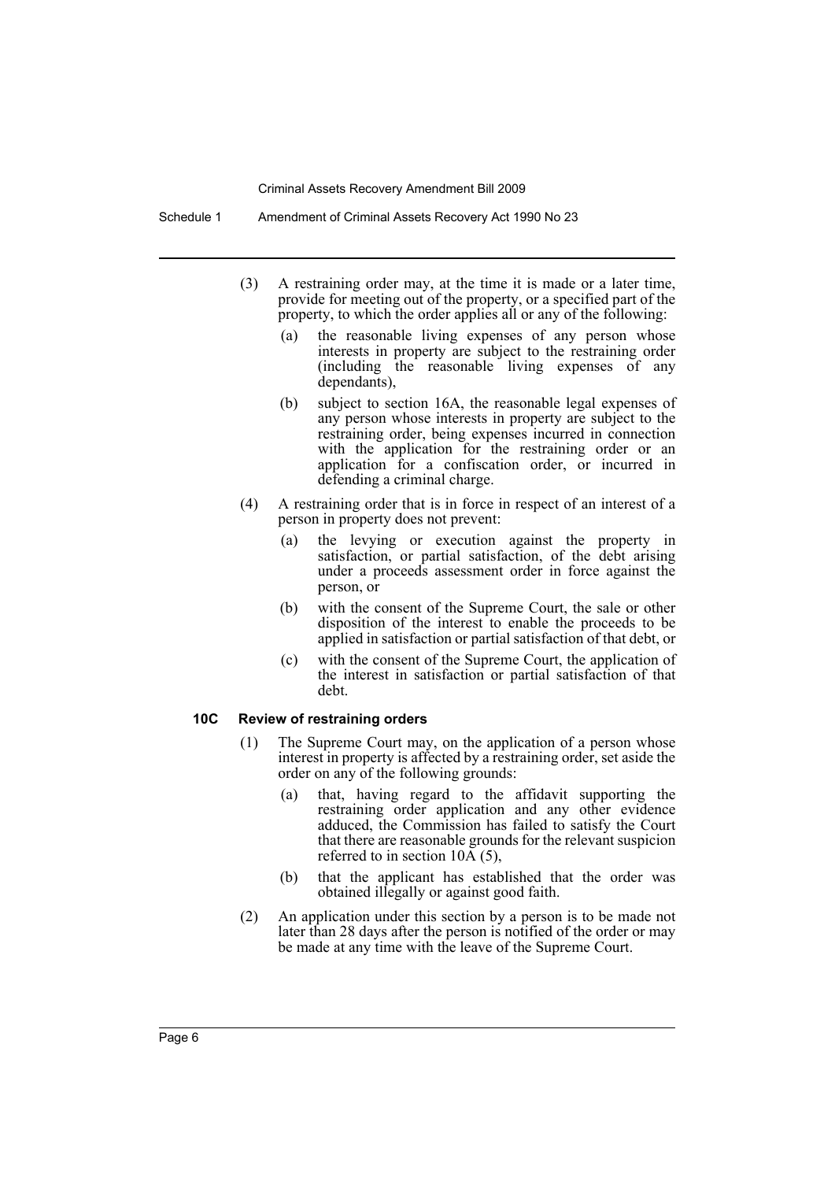(3) A restraining order may, at the time it is made or a later time, provide for meeting out of the property, or a specified part of the property, to which the order applies all or any of the following:

  (a) the reasonable living expenses of any person whose interests in property are subject to the restraining order (including the reasonable living expenses of any dependants),

  (b) subject to section 16A, the reasonable legal expenses of any person whose interests in property are subject to the restraining order, being expenses incurred in connection with the application for the restraining order or an application for a confiscation order, or incurred in defending a criminal charge.

(4) A restraining order that is in force in respect of an interest of a person in property does not prevent:

  (a) the levying or execution against the property in satisfaction, or partial satisfaction, of the debt arising under a proceeds assessment order in force against the person, or

  (b) with the consent of the Supreme Court, the sale or other disposition of the interest to enable the proceeds to be applied in satisfaction or partial satisfaction of that debt, or

  (c) with the consent of the Supreme Court, the application of the interest in satisfaction or partial satisfaction of that debt.

### 10C Review of restraining orders

(1) The Supreme Court may, on the application of a person whose interest in property is affected by a restraining order, set aside the order on any of the following grounds:

  (a) that, having regard to the affidavit supporting the restraining order application and any other evidence adduced, the Commission has failed to satisfy the Court that there are reasonable grounds for the relevant suspicion referred to in section 10A (5),

  (b) that the applicant has established that the order was obtained illegally or against good faith.

(2) An application under this section by a person is to be made not later than 28 days after the person is notified of the order or may be made at any time with the leave of the Supreme Court.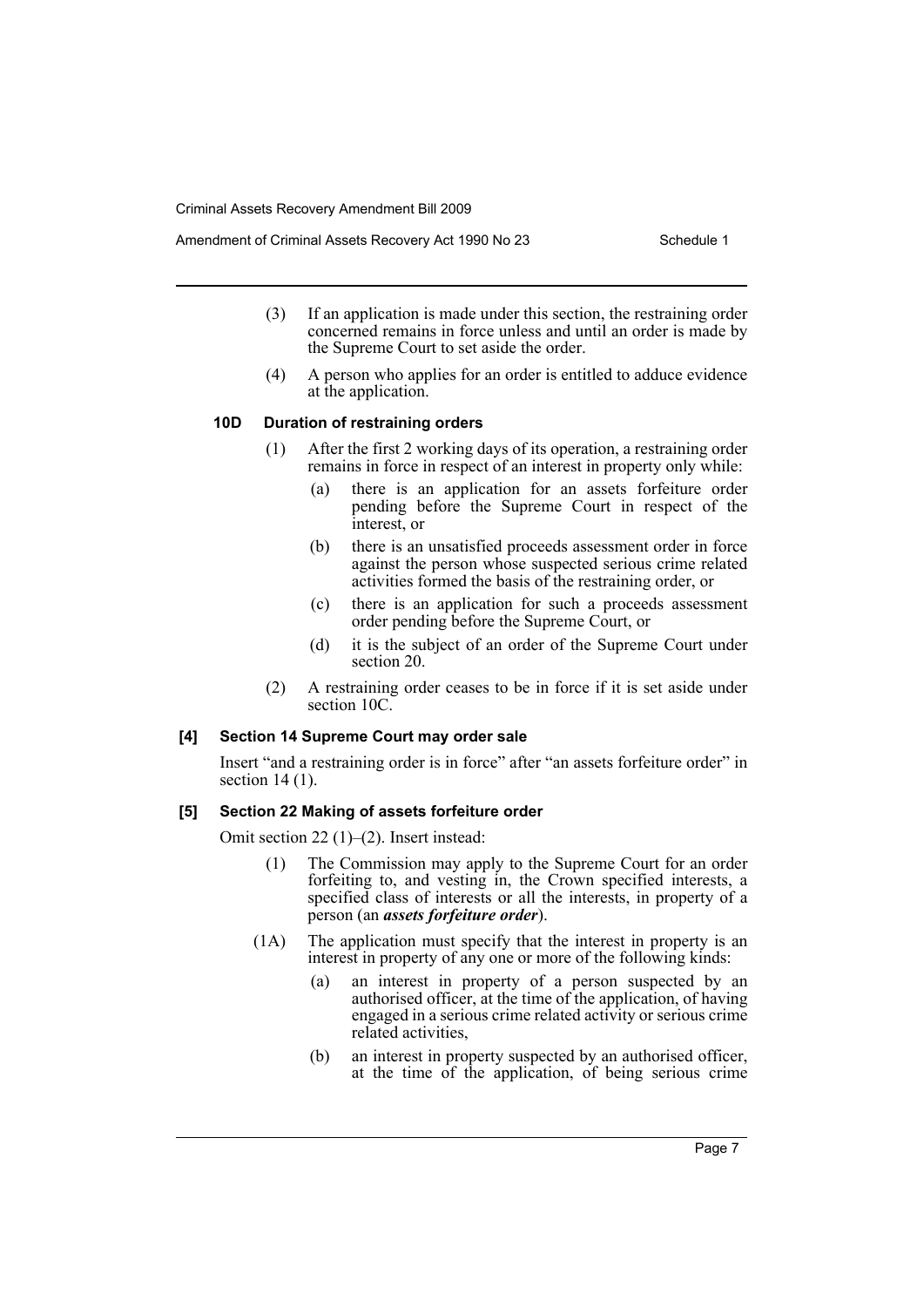(3) If an application is made under this section, the restraining order concerned remains in force unless and until an order is made by the Supreme Court to set aside the order.

(4) A person who applies for an order is entitled to adduce evidence at the application.

**10D Duration of restraining orders**

(1) After the first 2 working days of its operation, a restraining order remains in force in respect of an interest in property only while:

(a) there is an application for an assets forfeiture order pending before the Supreme Court in respect of the interest, or

(b) there is an unsatisfied proceeds assessment order in force against the person whose suspected serious crime related activities formed the basis of the restraining order, or

(c) there is an application for such a proceeds assessment order pending before the Supreme Court, or

(d) it is the subject of an order of the Supreme Court under section 20.

(2) A restraining order ceases to be in force if it is set aside under section 10C.

**[4] Section 14 Supreme Court may order sale**

Insert "and a restraining order is in force" after "an assets forfeiture order" in section 14 (1).

**[5] Section 22 Making of assets forfeiture order**

Omit section 22 (1)–(2). Insert instead:

(1) The Commission may apply to the Supreme Court for an order forfeiting to, and vesting in, the Crown specified interests, a specified class of interests or all the interests, in property of a person (an ***assets forfeiture order***).

(1A) The application must specify that the interest in property is an interest in property of any one or more of the following kinds:

(a) an interest in property of a person suspected by an authorised officer, at the time of the application, of having engaged in a serious crime related activity or serious crime related activities,

(b) an interest in property suspected by an authorised officer, at the time of the application, of being serious crime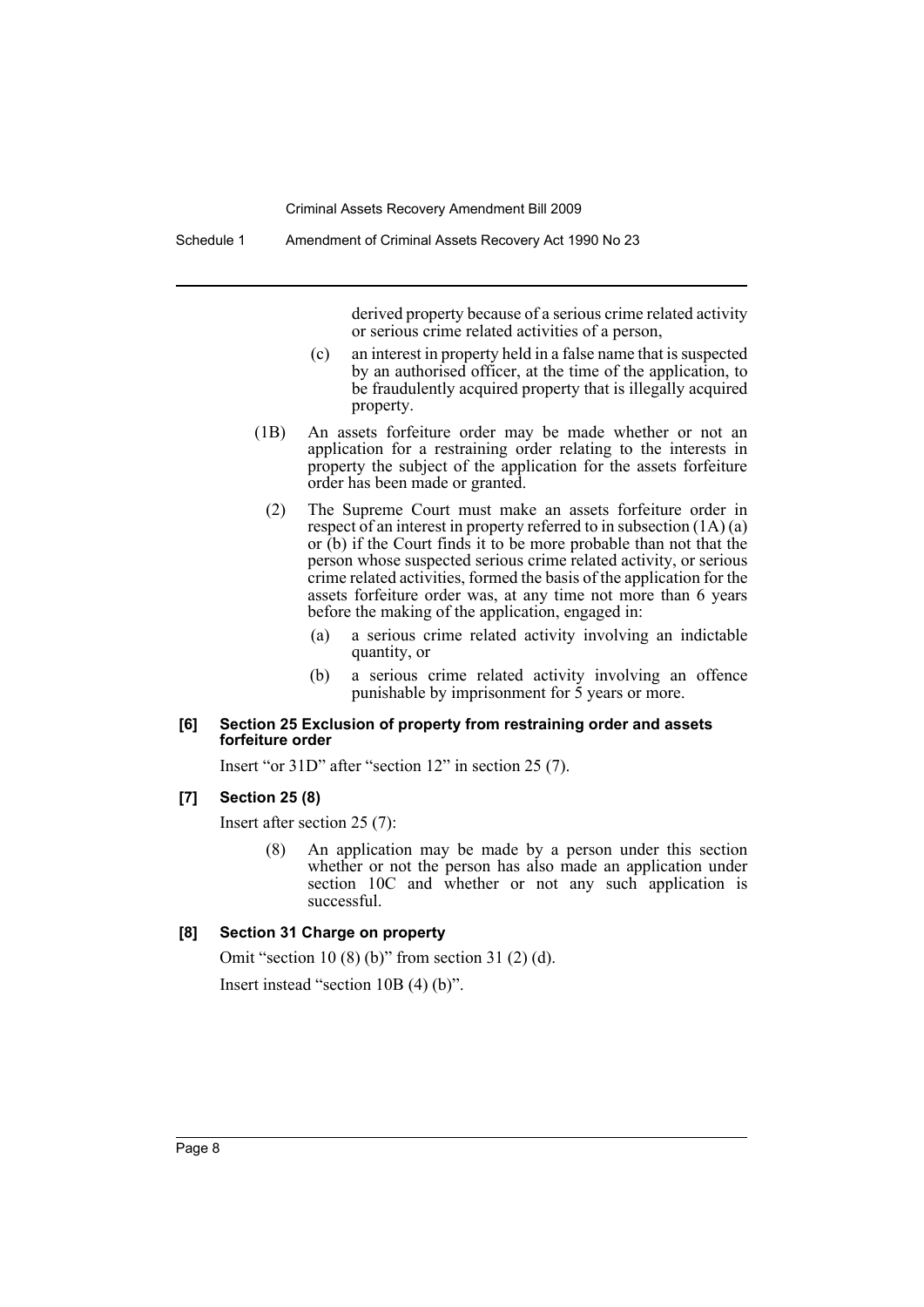derived property because of a serious crime related activity or serious crime related activities of a person,

(c) an interest in property held in a false name that is suspected by an authorised officer, at the time of the application, to be fraudulently acquired property that is illegally acquired property.

(1B) An assets forfeiture order may be made whether or not an application for a restraining order relating to the interests in property the subject of the application for the assets forfeiture order has been made or granted.

(2) The Supreme Court must make an assets forfeiture order in respect of an interest in property referred to in subsection (1A) (a) or (b) if the Court finds it to be more probable than not that the person whose suspected serious crime related activity, or serious crime related activities, formed the basis of the application for the assets forfeiture order was, at any time not more than 6 years before the making of the application, engaged in:

(a) a serious crime related activity involving an indictable quantity, or

(b) a serious crime related activity involving an offence punishable by imprisonment for 5 years or more.

**[6] Section 25 Exclusion of property from restraining order and assets forfeiture order**

Insert "or 31D" after "section 12" in section 25 (7).

**[7] Section 25 (8)**

Insert after section 25 (7):

(8) An application may be made by a person under this section whether or not the person has also made an application under section 10C and whether or not any such application is successful.

**[8] Section 31 Charge on property**

Omit "section 10 (8) (b)" from section 31 (2) (d).

Insert instead "section 10B (4) (b)".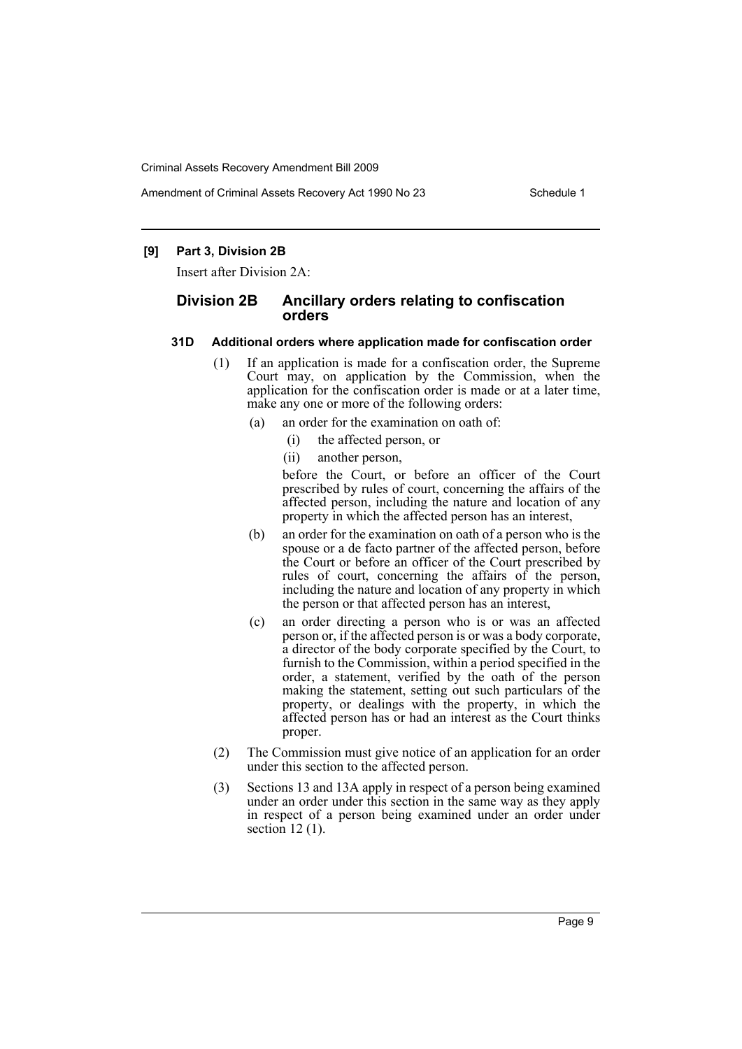**[9] Part 3, Division 2B**

Insert after Division 2A:

## Division 2B Ancillary orders relating to confiscation orders

### 31D Additional orders where application made for confiscation order

(1) If an application is made for a confiscation order, the Supreme Court may, on application by the Commission, when the application for the confiscation order is made or at a later time, make any one or more of the following orders:

- (a) an order for the examination on oath of:
  - (i) the affected person, or
  - (ii) another person,

  before the Court, or before an officer of the Court prescribed by rules of court, concerning the affairs of the affected person, including the nature and location of any property in which the affected person has an interest,

- (b) an order for the examination on oath of a person who is the spouse or a de facto partner of the affected person, before the Court or before an officer of the Court prescribed by rules of court, concerning the affairs of the person, including the nature and location of any property in which the person or that affected person has an interest,

- (c) an order directing a person who is or was an affected person or, if the affected person is or was a body corporate, a director of the body corporate specified by the Court, to furnish to the Commission, within a period specified in the order, a statement, verified by the oath of the person making the statement, setting out such particulars of the property, or dealings with the property, in which the affected person has or had an interest as the Court thinks proper.

(2) The Commission must give notice of an application for an order under this section to the affected person.

(3) Sections 13 and 13A apply in respect of a person being examined under an order under this section in the same way as they apply in respect of a person being examined under an order under section 12 (1).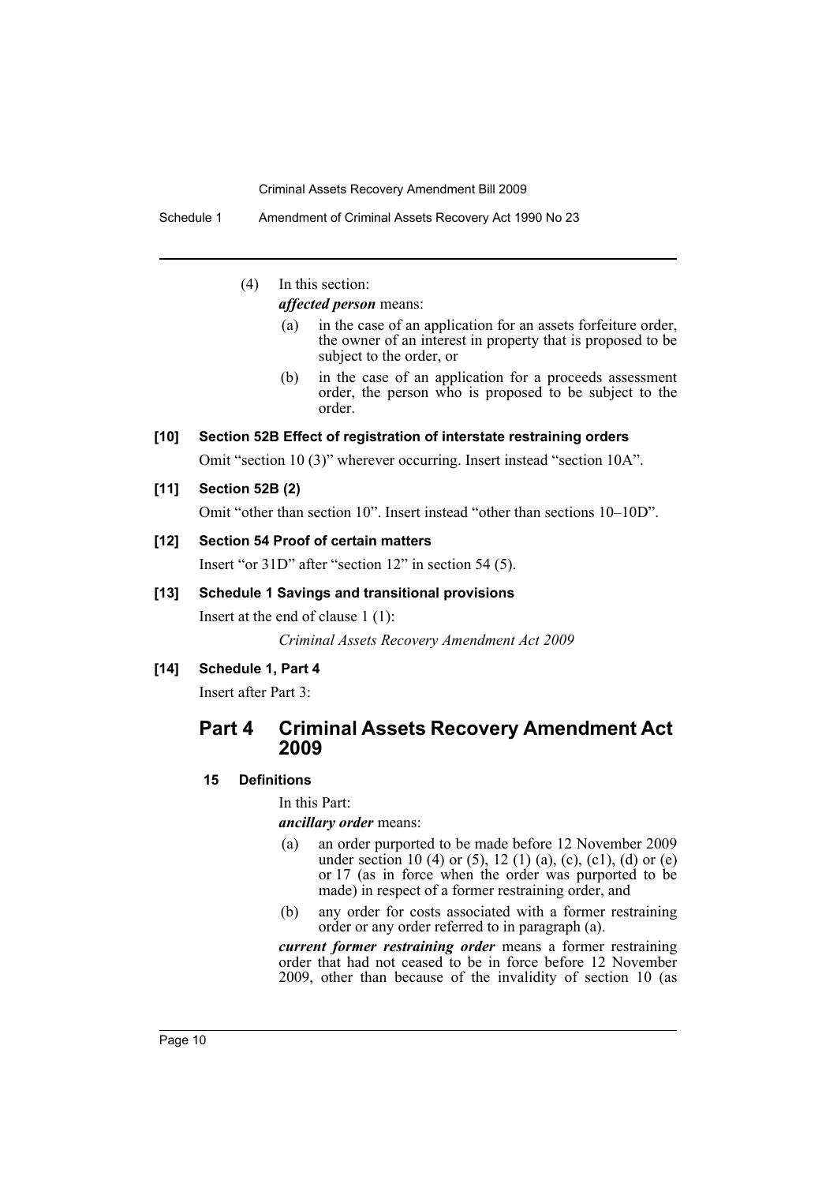(4) In this section:

***affected person*** means:

(a) in the case of an application for an assets forfeiture order, the owner of an interest in property that is proposed to be subject to the order, or

(b) in the case of an application for a proceeds assessment order, the person who is proposed to be subject to the order.

**[10] Section 52B Effect of registration of interstate restraining orders**

Omit "section 10 (3)" wherever occurring. Insert instead "section 10A".

**[11] Section 52B (2)**

Omit "other than section 10". Insert instead "other than sections 10–10D".

**[12] Section 54 Proof of certain matters**

Insert "or 31D" after "section 12" in section 54 (5).

**[13] Schedule 1 Savings and transitional provisions**

Insert at the end of clause 1 (1):

*Criminal Assets Recovery Amendment Act 2009*

**[14] Schedule 1, Part 4**

Insert after Part 3:

## Part 4 Criminal Assets Recovery Amendment Act 2009

**15 Definitions**

In this Part:

***ancillary order*** means:

(a) an order purported to be made before 12 November 2009 under section 10 (4) or (5), 12 (1) (a), (c), (c1), (d) or (e) or 17 (as in force when the order was purported to be made) in respect of a former restraining order, and

(b) any order for costs associated with a former restraining order or any order referred to in paragraph (a).

***current former restraining order*** means a former restraining order that had not ceased to be in force before 12 November 2009, other than because of the invalidity of section 10 (as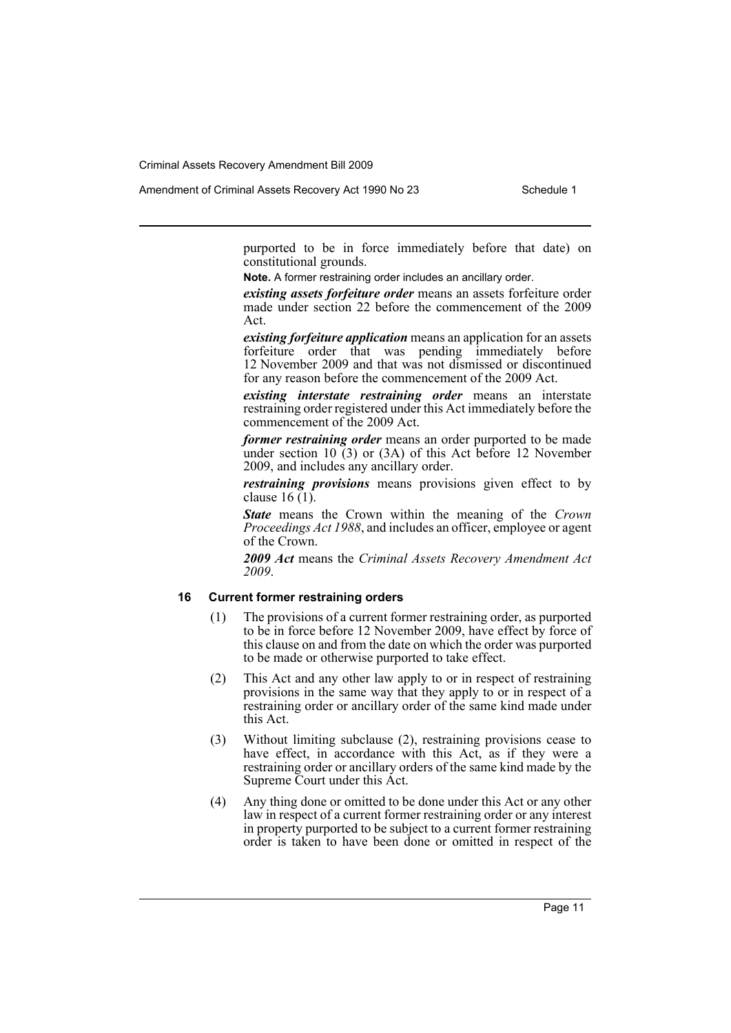purported to be in force immediately before that date) on constitutional grounds.

**Note.** A former restraining order includes an ancillary order.

***existing assets forfeiture order*** means an assets forfeiture order made under section 22 before the commencement of the 2009 Act.

***existing forfeiture application*** means an application for an assets forfeiture order that was pending immediately before 12 November 2009 and that was not dismissed or discontinued for any reason before the commencement of the 2009 Act.

***existing interstate restraining order*** means an interstate restraining order registered under this Act immediately before the commencement of the 2009 Act.

***former restraining order*** means an order purported to be made under section 10 (3) or (3A) of this Act before 12 November 2009, and includes any ancillary order.

***restraining provisions*** means provisions given effect to by clause 16 (1).

***State*** means the Crown within the meaning of the *Crown Proceedings Act 1988*, and includes an officer, employee or agent of the Crown.

***2009 Act*** means the *Criminal Assets Recovery Amendment Act 2009*.

### 16 Current former restraining orders

(1) The provisions of a current former restraining order, as purported to be in force before 12 November 2009, have effect by force of this clause on and from the date on which the order was purported to be made or otherwise purported to take effect.

(2) This Act and any other law apply to or in respect of restraining provisions in the same way that they apply to or in respect of a restraining order or ancillary order of the same kind made under this Act.

(3) Without limiting subclause (2), restraining provisions cease to have effect, in accordance with this Act, as if they were a restraining order or ancillary orders of the same kind made by the Supreme Court under this Act.

(4) Any thing done or omitted to be done under this Act or any other law in respect of a current former restraining order or any interest in property purported to be subject to a current former restraining order is taken to have been done or omitted in respect of the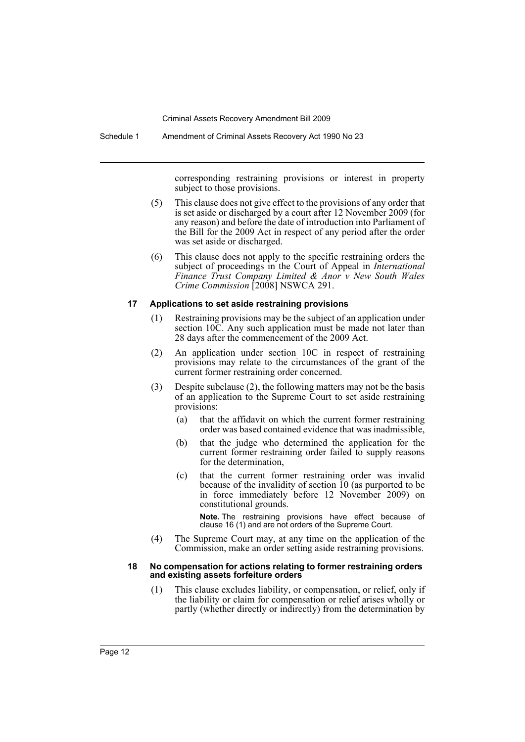corresponding restraining provisions or interest in property subject to those provisions.

(5) This clause does not give effect to the provisions of any order that is set aside or discharged by a court after 12 November 2009 (for any reason) and before the date of introduction into Parliament of the Bill for the 2009 Act in respect of any period after the order was set aside or discharged.

(6) This clause does not apply to the specific restraining orders the subject of proceedings in the Court of Appeal in *International Finance Trust Company Limited & Anor v New South Wales Crime Commission* [2008] NSWCA 291.

#### 17 Applications to set aside restraining provisions

(1) Restraining provisions may be the subject of an application under section 10C. Any such application must be made not later than 28 days after the commencement of the 2009 Act.

(2) An application under section 10C in respect of restraining provisions may relate to the circumstances of the grant of the current former restraining order concerned.

(3) Despite subclause (2), the following matters may not be the basis of an application to the Supreme Court to set aside restraining provisions:

(a) that the affidavit on which the current former restraining order was based contained evidence that was inadmissible,

(b) that the judge who determined the application for the current former restraining order failed to supply reasons for the determination,

(c) that the current former restraining order was invalid because of the invalidity of section 10 (as purported to be in force immediately before 12 November 2009) on constitutional grounds.

**Note.** The restraining provisions have effect because of clause 16 (1) and are not orders of the Supreme Court.

(4) The Supreme Court may, at any time on the application of the Commission, make an order setting aside restraining provisions.

#### 18 No compensation for actions relating to former restraining orders and existing assets forfeiture orders

(1) This clause excludes liability, or compensation, or relief, only if the liability or claim for compensation or relief arises wholly or partly (whether directly or indirectly) from the determination by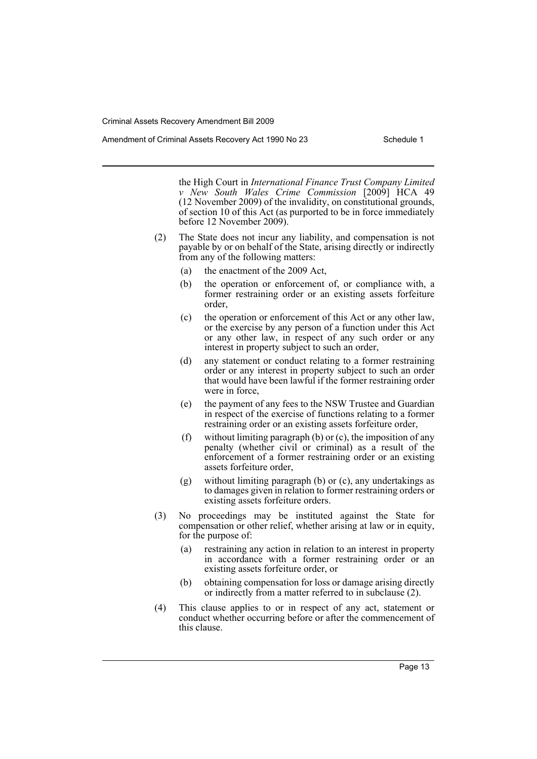the High Court in *International Finance Trust Company Limited v New South Wales Crime Commission* [2009] HCA 49 (12 November 2009) of the invalidity, on constitutional grounds, of section 10 of this Act (as purported to be in force immediately before 12 November 2009).

(2) The State does not incur any liability, and compensation is not payable by or on behalf of the State, arising directly or indirectly from any of the following matters:

(a) the enactment of the 2009 Act,

(b) the operation or enforcement of, or compliance with, a former restraining order or an existing assets forfeiture order,

(c) the operation or enforcement of this Act or any other law, or the exercise by any person of a function under this Act or any other law, in respect of any such order or any interest in property subject to such an order,

(d) any statement or conduct relating to a former restraining order or any interest in property subject to such an order that would have been lawful if the former restraining order were in force,

(e) the payment of any fees to the NSW Trustee and Guardian in respect of the exercise of functions relating to a former restraining order or an existing assets forfeiture order,

(f) without limiting paragraph (b) or (c), the imposition of any penalty (whether civil or criminal) as a result of the enforcement of a former restraining order or an existing assets forfeiture order,

(g) without limiting paragraph (b) or (c), any undertakings as to damages given in relation to former restraining orders or existing assets forfeiture orders.

(3) No proceedings may be instituted against the State for compensation or other relief, whether arising at law or in equity, for the purpose of:

(a) restraining any action in relation to an interest in property in accordance with a former restraining order or an existing assets forfeiture order, or

(b) obtaining compensation for loss or damage arising directly or indirectly from a matter referred to in subclause (2).

(4) This clause applies to or in respect of any act, statement or conduct whether occurring before or after the commencement of this clause.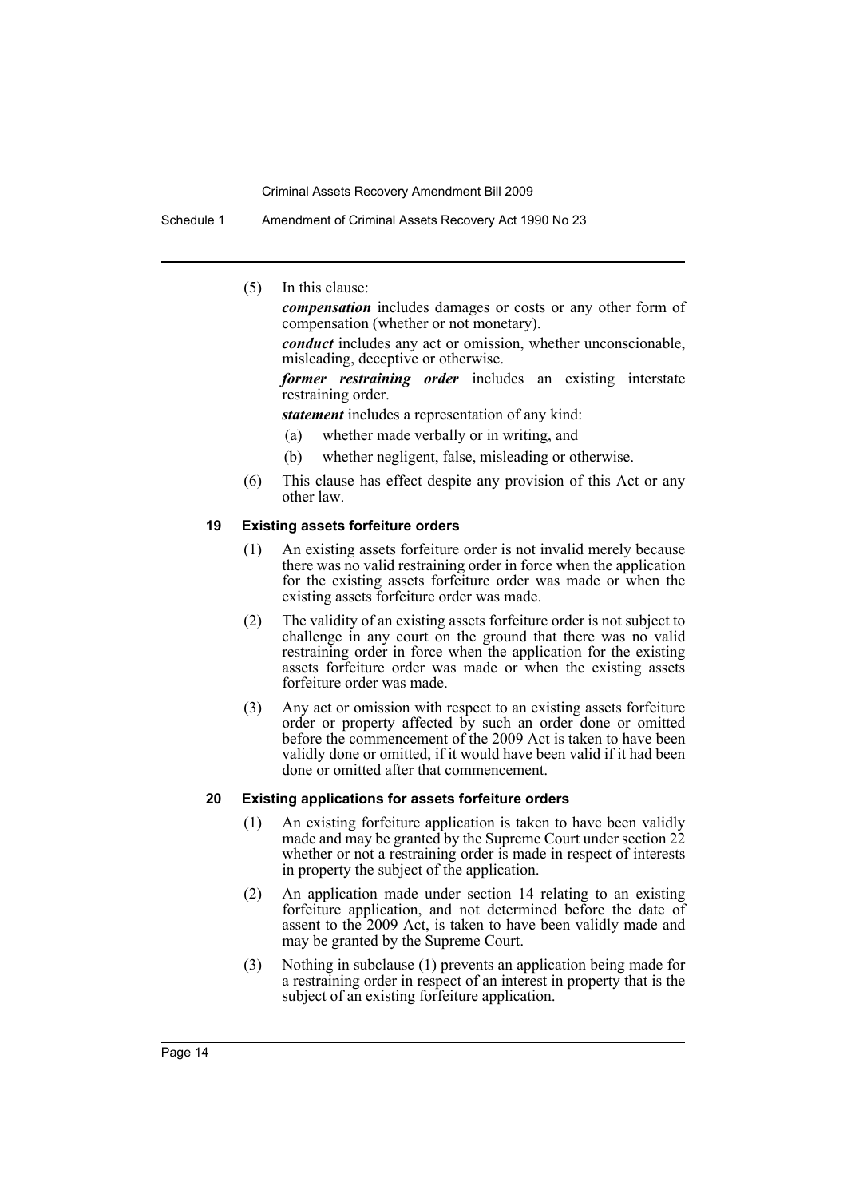(5) In this clause:

*compensation* includes damages or costs or any other form of compensation (whether or not monetary).

*conduct* includes any act or omission, whether unconscionable, misleading, deceptive or otherwise.

*former restraining order* includes an existing interstate restraining order.

*statement* includes a representation of any kind:

(a) whether made verbally or in writing, and

(b) whether negligent, false, misleading or otherwise.

(6) This clause has effect despite any provision of this Act or any other law.

### 19 Existing assets forfeiture orders

(1) An existing assets forfeiture order is not invalid merely because there was no valid restraining order in force when the application for the existing assets forfeiture order was made or when the existing assets forfeiture order was made.

(2) The validity of an existing assets forfeiture order is not subject to challenge in any court on the ground that there was no valid restraining order in force when the application for the existing assets forfeiture order was made or when the existing assets forfeiture order was made.

(3) Any act or omission with respect to an existing assets forfeiture order or property affected by such an order done or omitted before the commencement of the 2009 Act is taken to have been validly done or omitted, if it would have been valid if it had been done or omitted after that commencement.

### 20 Existing applications for assets forfeiture orders

(1) An existing forfeiture application is taken to have been validly made and may be granted by the Supreme Court under section 22 whether or not a restraining order is made in respect of interests in property the subject of the application.

(2) An application made under section 14 relating to an existing forfeiture application, and not determined before the date of assent to the 2009 Act, is taken to have been validly made and may be granted by the Supreme Court.

(3) Nothing in subclause (1) prevents an application being made for a restraining order in respect of an interest in property that is the subject of an existing forfeiture application.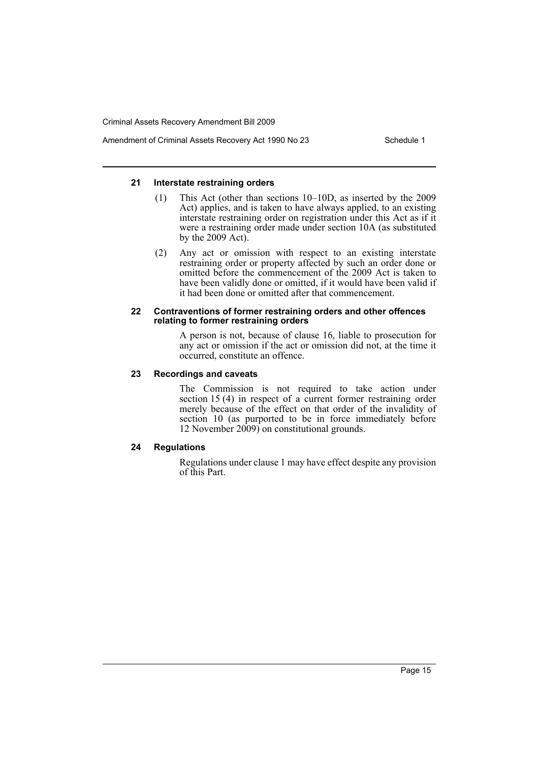### 21 Interstate restraining orders

(1) This Act (other than sections 10–10D, as inserted by the 2009 Act) applies, and is taken to have always applied, to an existing interstate restraining order on registration under this Act as if it were a restraining order made under section 10A (as substituted by the 2009 Act).

(2) Any act or omission with respect to an existing interstate restraining order or property affected by such an order done or omitted before the commencement of the 2009 Act is taken to have been validly done or omitted, if it would have been valid if it had been done or omitted after that commencement.

### 22 Contraventions of former restraining orders and other offences relating to former restraining orders

A person is not, because of clause 16, liable to prosecution for any act or omission if the act or omission did not, at the time it occurred, constitute an offence.

### 23 Recordings and caveats

The Commission is not required to take action under section 15 (4) in respect of a current former restraining order merely because of the effect on that order of the invalidity of section 10 (as purported to be in force immediately before 12 November 2009) on constitutional grounds.

### 24 Regulations

Regulations under clause 1 may have effect despite any provision of this Part.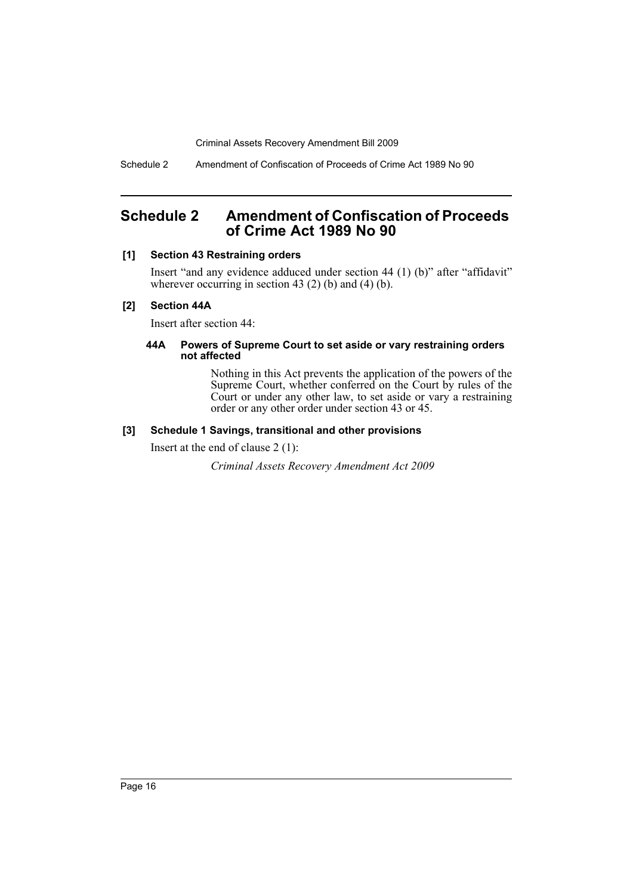## Schedule 2 Amendment of Confiscation of Proceeds of Crime Act 1989 No 90

**[1] Section 43 Restraining orders**

Insert "and any evidence adduced under section 44 (1) (b)" after "affidavit" wherever occurring in section 43 (2) (b) and (4) (b).

**[2] Section 44A**

Insert after section 44:

**44A Powers of Supreme Court to set aside or vary restraining orders not affected**

Nothing in this Act prevents the application of the powers of the Supreme Court, whether conferred on the Court by rules of the Court or under any other law, to set aside or vary a restraining order or any other order under section 43 or 45.

**[3] Schedule 1 Savings, transitional and other provisions**

Insert at the end of clause 2 (1):

*Criminal Assets Recovery Amendment Act 2009*